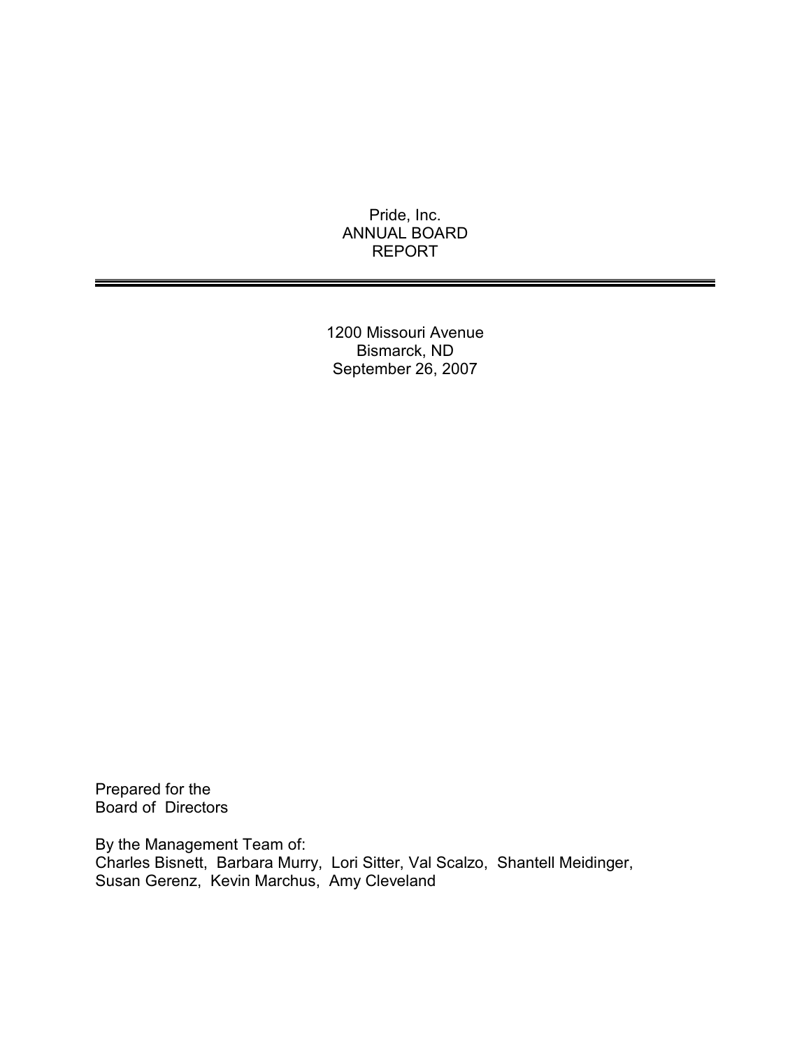# Pride, Inc.
# ANNUAL BOARD REPORT

---

1200 Missouri Avenue
Bismarck, ND
September 26, 2007

Prepared for the
Board of Directors

By the Management Team of:
Charles Bisnett, Barbara Murry, Lori Sitter, Val Scalzo, Shantell Meidinger, Susan Gerenz, Kevin Marchus, Amy Cleveland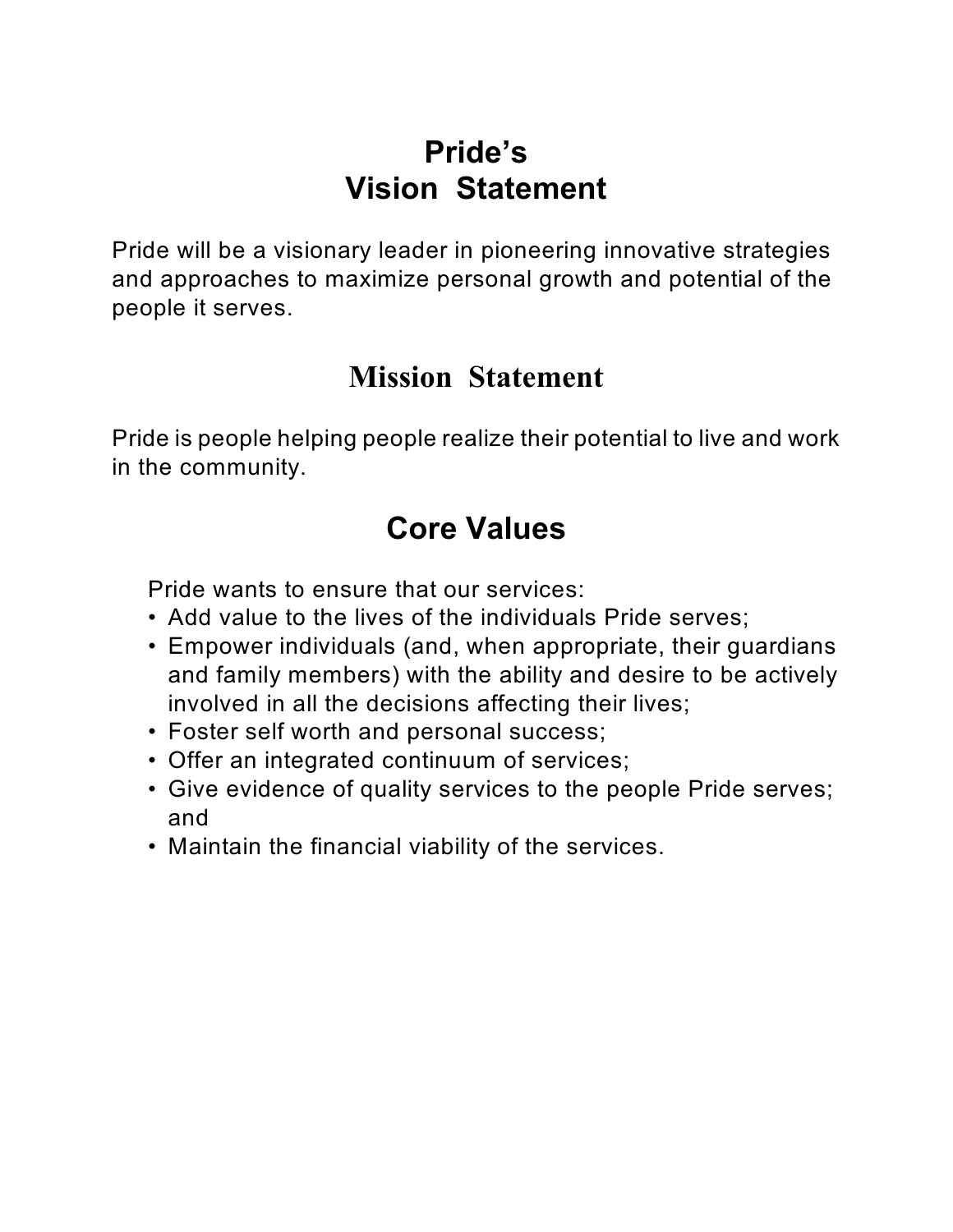# Pride's Vision Statement

Pride will be a visionary leader in pioneering innovative strategies and approaches to maximize personal growth and potential of the people it serves.

## Mission Statement

Pride is people helping people realize their potential to live and work in the community.

## Core Values

Pride wants to ensure that our services:

- Add value to the lives of the individuals Pride serves;
- Empower individuals (and, when appropriate, their guardians and family members) with the ability and desire to be actively involved in all the decisions affecting their lives;
- Foster self worth and personal success;
- Offer an integrated continuum of services;
- Give evidence of quality services to the people Pride serves; and
- Maintain the financial viability of the services.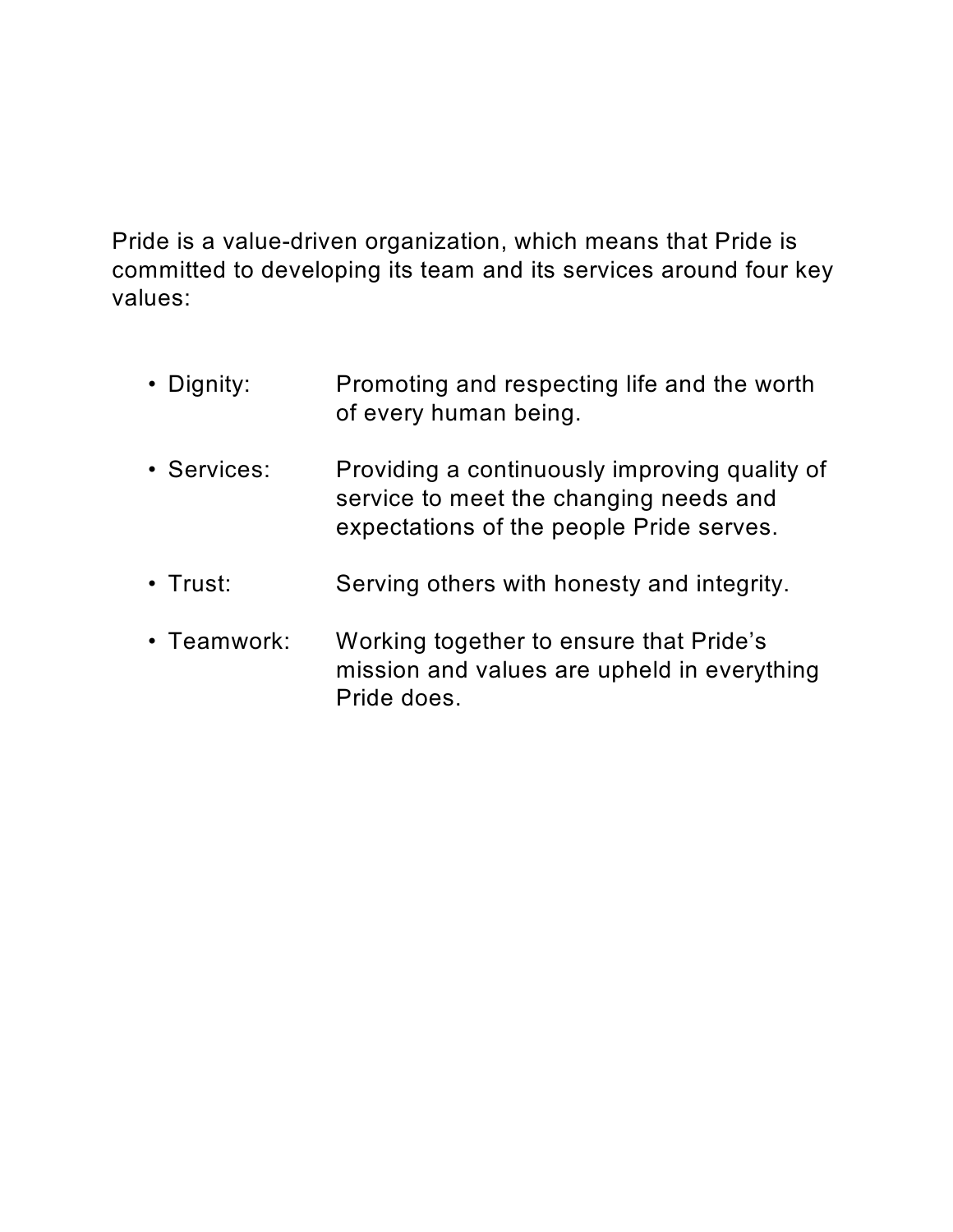Pride is a value-driven organization, which means that Pride is committed to developing its team and its services around four key values:

- Dignity: Promoting and respecting life and the worth of every human being.
- Services: Providing a continuously improving quality of service to meet the changing needs and expectations of the people Pride serves.
- Trust: Serving others with honesty and integrity.
- Teamwork: Working together to ensure that Pride's mission and values are upheld in everything Pride does.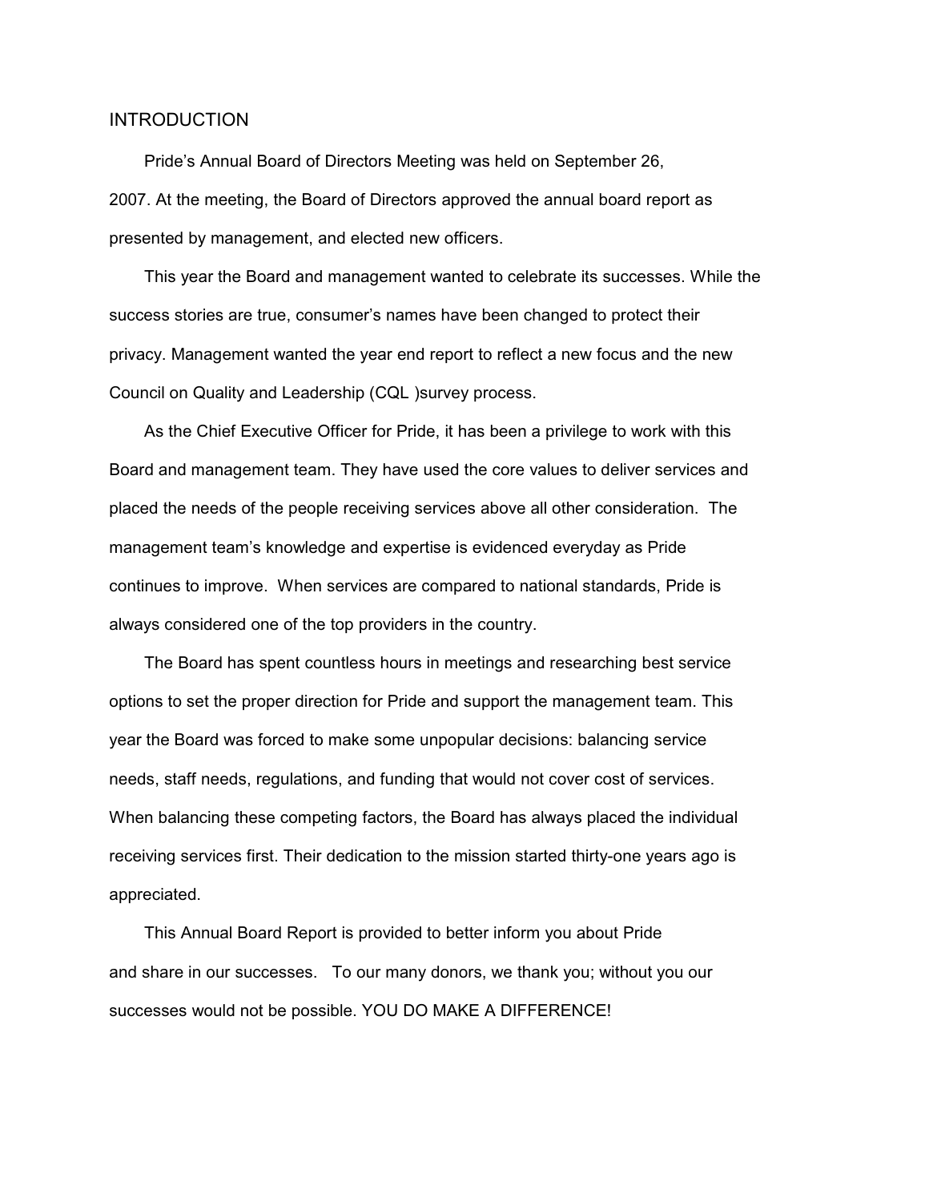# INTRODUCTION

Pride's Annual Board of Directors Meeting was held on September 26, 2007. At the meeting, the Board of Directors approved the annual board report as presented by management, and elected new officers.

This year the Board and management wanted to celebrate its successes. While the success stories are true, consumer's names have been changed to protect their privacy. Management wanted the year end report to reflect a new focus and the new Council on Quality and Leadership (CQL )survey process.

As the Chief Executive Officer for Pride, it has been a privilege to work with this Board and management team. They have used the core values to deliver services and placed the needs of the people receiving services above all other consideration. The management team's knowledge and expertise is evidenced everyday as Pride continues to improve. When services are compared to national standards, Pride is always considered one of the top providers in the country.

The Board has spent countless hours in meetings and researching best service options to set the proper direction for Pride and support the management team. This year the Board was forced to make some unpopular decisions: balancing service needs, staff needs, regulations, and funding that would not cover cost of services. When balancing these competing factors, the Board has always placed the individual receiving services first. Their dedication to the mission started thirty-one years ago is appreciated.

This Annual Board Report is provided to better inform you about Pride and share in our successes. To our many donors, we thank you; without you our successes would not be possible. YOU DO MAKE A DIFFERENCE!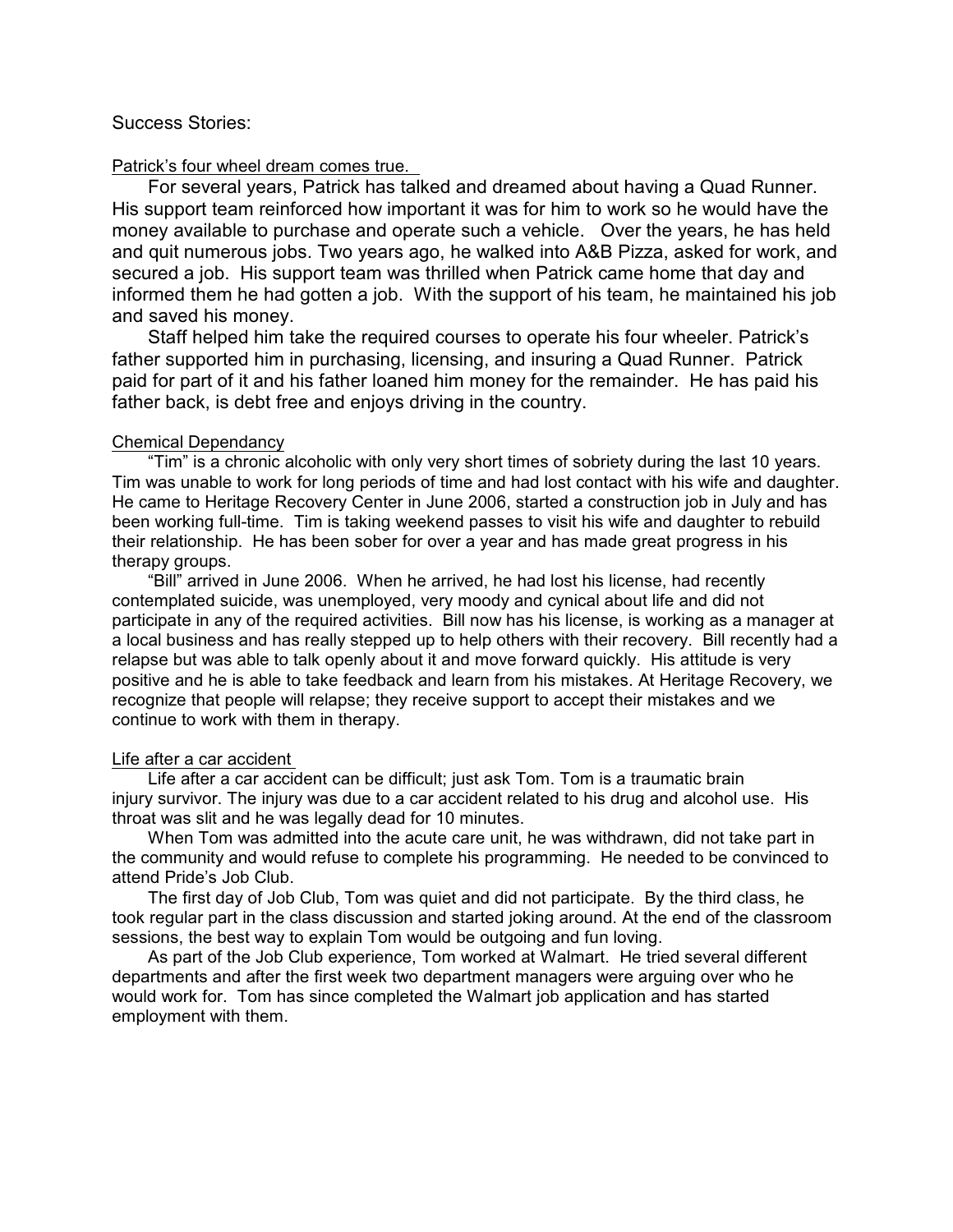Success Stories:

Patrick's four wheel dream comes true.

For several years, Patrick has talked and dreamed about having a Quad Runner. His support team reinforced how important it was for him to work so he would have the money available to purchase and operate such a vehicle. Over the years, he has held and quit numerous jobs. Two years ago, he walked into A&B Pizza, asked for work, and secured a job. His support team was thrilled when Patrick came home that day and informed them he had gotten a job. With the support of his team, he maintained his job and saved his money.

Staff helped him take the required courses to operate his four wheeler. Patrick's father supported him in purchasing, licensing, and insuring a Quad Runner. Patrick paid for part of it and his father loaned him money for the remainder. He has paid his father back, is debt free and enjoys driving in the country.

Chemical Dependancy

"Tim" is a chronic alcoholic with only very short times of sobriety during the last 10 years. Tim was unable to work for long periods of time and had lost contact with his wife and daughter. He came to Heritage Recovery Center in June 2006, started a construction job in July and has been working full-time. Tim is taking weekend passes to visit his wife and daughter to rebuild their relationship. He has been sober for over a year and has made great progress in his therapy groups.

"Bill" arrived in June 2006. When he arrived, he had lost his license, had recently contemplated suicide, was unemployed, very moody and cynical about life and did not participate in any of the required activities. Bill now has his license, is working as a manager at a local business and has really stepped up to help others with their recovery. Bill recently had a relapse but was able to talk openly about it and move forward quickly. His attitude is very positive and he is able to take feedback and learn from his mistakes. At Heritage Recovery, we recognize that people will relapse; they receive support to accept their mistakes and we continue to work with them in therapy.

Life after a car accident

Life after a car accident can be difficult; just ask Tom. Tom is a traumatic brain injury survivor. The injury was due to a car accident related to his drug and alcohol use. His throat was slit and he was legally dead for 10 minutes.

When Tom was admitted into the acute care unit, he was withdrawn, did not take part in the community and would refuse to complete his programming. He needed to be convinced to attend Pride's Job Club.

The first day of Job Club, Tom was quiet and did not participate. By the third class, he took regular part in the class discussion and started joking around. At the end of the classroom sessions, the best way to explain Tom would be outgoing and fun loving.

As part of the Job Club experience, Tom worked at Walmart. He tried several different departments and after the first week two department managers were arguing over who he would work for. Tom has since completed the Walmart job application and has started employment with them.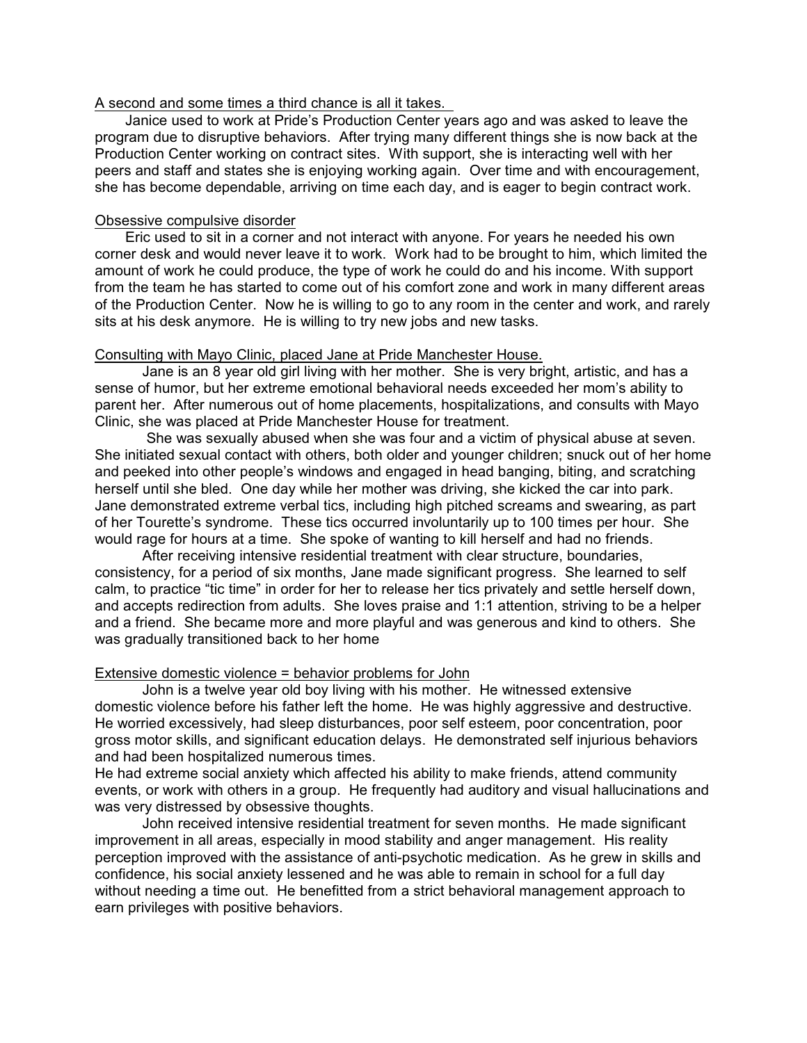A second and some times a third chance is all it takes.

Janice used to work at Pride's Production Center years ago and was asked to leave the program due to disruptive behaviors. After trying many different things she is now back at the Production Center working on contract sites. With support, she is interacting well with her peers and staff and states she is enjoying working again. Over time and with encouragement, she has become dependable, arriving on time each day, and is eager to begin contract work.

Obsessive compulsive disorder

Eric used to sit in a corner and not interact with anyone. For years he needed his own corner desk and would never leave it to work. Work had to be brought to him, which limited the amount of work he could produce, the type of work he could do and his income. With support from the team he has started to come out of his comfort zone and work in many different areas of the Production Center. Now he is willing to go to any room in the center and work, and rarely sits at his desk anymore. He is willing to try new jobs and new tasks.

Consulting with Mayo Clinic, placed Jane at Pride Manchester House.

Jane is an 8 year old girl living with her mother. She is very bright, artistic, and has a sense of humor, but her extreme emotional behavioral needs exceeded her mom's ability to parent her. After numerous out of home placements, hospitalizations, and consults with Mayo Clinic, she was placed at Pride Manchester House for treatment.

She was sexually abused when she was four and a victim of physical abuse at seven. She initiated sexual contact with others, both older and younger children; snuck out of her home and peeked into other people's windows and engaged in head banging, biting, and scratching herself until she bled. One day while her mother was driving, she kicked the car into park. Jane demonstrated extreme verbal tics, including high pitched screams and swearing, as part of her Tourette's syndrome. These tics occurred involuntarily up to 100 times per hour. She would rage for hours at a time. She spoke of wanting to kill herself and had no friends.

After receiving intensive residential treatment with clear structure, boundaries, consistency, for a period of six months, Jane made significant progress. She learned to self calm, to practice "tic time" in order for her to release her tics privately and settle herself down, and accepts redirection from adults. She loves praise and 1:1 attention, striving to be a helper and a friend. She became more and more playful and was generous and kind to others. She was gradually transitioned back to her home

Extensive domestic violence = behavior problems for John

John is a twelve year old boy living with his mother. He witnessed extensive domestic violence before his father left the home. He was highly aggressive and destructive. He worried excessively, had sleep disturbances, poor self esteem, poor concentration, poor gross motor skills, and significant education delays. He demonstrated self injurious behaviors and had been hospitalized numerous times.

He had extreme social anxiety which affected his ability to make friends, attend community events, or work with others in a group. He frequently had auditory and visual hallucinations and was very distressed by obsessive thoughts.

John received intensive residential treatment for seven months. He made significant improvement in all areas, especially in mood stability and anger management. His reality perception improved with the assistance of anti-psychotic medication. As he grew in skills and confidence, his social anxiety lessened and he was able to remain in school for a full day without needing a time out. He benefitted from a strict behavioral management approach to earn privileges with positive behaviors.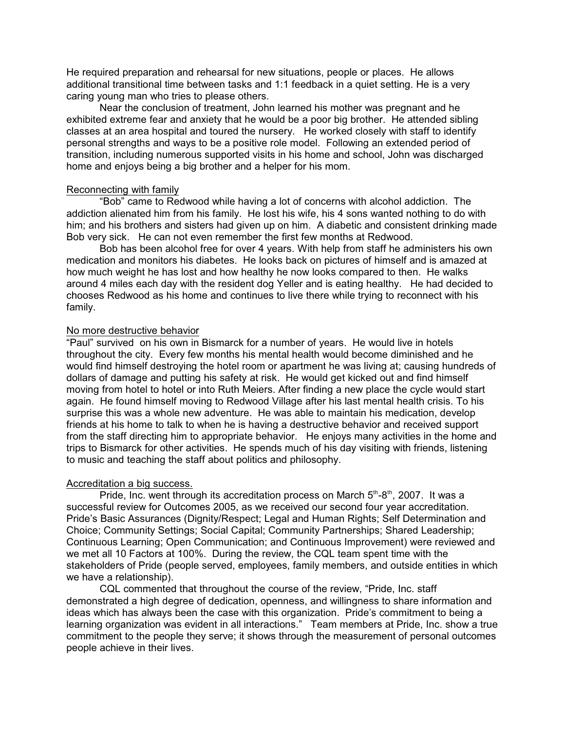He required preparation and rehearsal for new situations, people or places. He allows additional transitional time between tasks and 1:1 feedback in a quiet setting. He is a very caring young man who tries to please others.

Near the conclusion of treatment, John learned his mother was pregnant and he exhibited extreme fear and anxiety that he would be a poor big brother. He attended sibling classes at an area hospital and toured the nursery. He worked closely with staff to identify personal strengths and ways to be a positive role model. Following an extended period of transition, including numerous supported visits in his home and school, John was discharged home and enjoys being a big brother and a helper for his mom.

Reconnecting with family

"Bob" came to Redwood while having a lot of concerns with alcohol addiction. The addiction alienated him from his family. He lost his wife, his 4 sons wanted nothing to do with him; and his brothers and sisters had given up on him. A diabetic and consistent drinking made Bob very sick. He can not even remember the first few months at Redwood.

Bob has been alcohol free for over 4 years. With help from staff he administers his own medication and monitors his diabetes. He looks back on pictures of himself and is amazed at how much weight he has lost and how healthy he now looks compared to then. He walks around 4 miles each day with the resident dog Yeller and is eating healthy. He had decided to chooses Redwood as his home and continues to live there while trying to reconnect with his family.

No more destructive behavior

"Paul" survived on his own in Bismarck for a number of years. He would live in hotels throughout the city. Every few months his mental health would become diminished and he would find himself destroying the hotel room or apartment he was living at; causing hundreds of dollars of damage and putting his safety at risk. He would get kicked out and find himself moving from hotel to hotel or into Ruth Meiers. After finding a new place the cycle would start again. He found himself moving to Redwood Village after his last mental health crisis. To his surprise this was a whole new adventure. He was able to maintain his medication, develop friends at his home to talk to when he is having a destructive behavior and received support from the staff directing him to appropriate behavior. He enjoys many activities in the home and trips to Bismarck for other activities. He spends much of his day visiting with friends, listening to music and teaching the staff about politics and philosophy.

Accreditation a big success.

Pride, Inc. went through its accreditation process on March 5th-8th, 2007. It was a successful review for Outcomes 2005, as we received our second four year accreditation. Pride's Basic Assurances (Dignity/Respect; Legal and Human Rights; Self Determination and Choice; Community Settings; Social Capital; Community Partnerships; Shared Leadership; Continuous Learning; Open Communication; and Continuous Improvement) were reviewed and we met all 10 Factors at 100%. During the review, the CQL team spent time with the stakeholders of Pride (people served, employees, family members, and outside entities in which we have a relationship).

CQL commented that throughout the course of the review, "Pride, Inc. staff demonstrated a high degree of dedication, openness, and willingness to share information and ideas which has always been the case with this organization. Pride's commitment to being a learning organization was evident in all interactions." Team members at Pride, Inc. show a true commitment to the people they serve; it shows through the measurement of personal outcomes people achieve in their lives.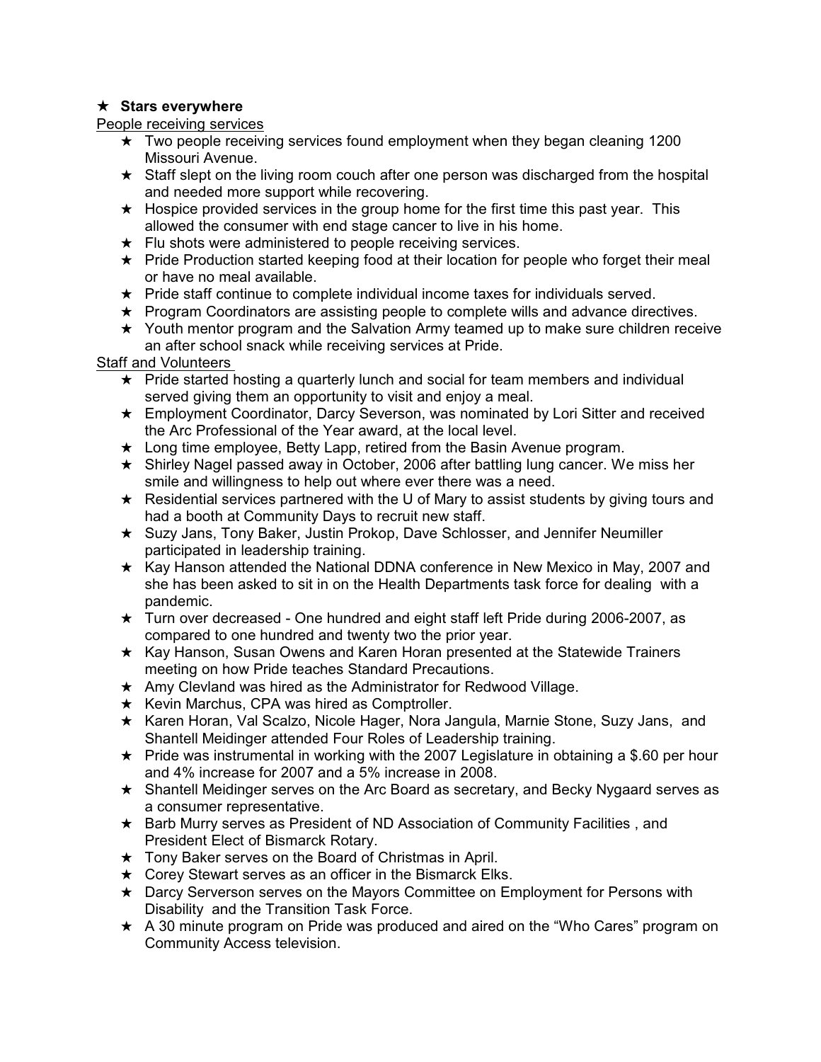★ **Stars everywhere**

People receiving services

- ★ Two people receiving services found employment when they began cleaning 1200 Missouri Avenue.
- ★ Staff slept on the living room couch after one person was discharged from the hospital and needed more support while recovering.
- ★ Hospice provided services in the group home for the first time this past year. This allowed the consumer with end stage cancer to live in his home.
- ★ Flu shots were administered to people receiving services.
- ★ Pride Production started keeping food at their location for people who forget their meal or have no meal available.
- ★ Pride staff continue to complete individual income taxes for individuals served.
- ★ Program Coordinators are assisting people to complete wills and advance directives.
- ★ Youth mentor program and the Salvation Army teamed up to make sure children receive an after school snack while receiving services at Pride.

Staff and Volunteers

- ★ Pride started hosting a quarterly lunch and social for team members and individual served giving them an opportunity to visit and enjoy a meal.
- ★ Employment Coordinator, Darcy Severson, was nominated by Lori Sitter and received the Arc Professional of the Year award, at the local level.
- ★ Long time employee, Betty Lapp, retired from the Basin Avenue program.
- ★ Shirley Nagel passed away in October, 2006 after battling lung cancer. We miss her smile and willingness to help out where ever there was a need.
- ★ Residential services partnered with the U of Mary to assist students by giving tours and had a booth at Community Days to recruit new staff.
- ★ Suzy Jans, Tony Baker, Justin Prokop, Dave Schlosser, and Jennifer Neumiller participated in leadership training.
- ★ Kay Hanson attended the National DDNA conference in New Mexico in May, 2007 and she has been asked to sit in on the Health Departments task force for dealing with a pandemic.
- ★ Turn over decreased - One hundred and eight staff left Pride during 2006-2007, as compared to one hundred and twenty two the prior year.
- ★ Kay Hanson, Susan Owens and Karen Horan presented at the Statewide Trainers meeting on how Pride teaches Standard Precautions.
- ★ Amy Clevland was hired as the Administrator for Redwood Village.
- ★ Kevin Marchus, CPA was hired as Comptroller.
- ★ Karen Horan, Val Scalzo, Nicole Hager, Nora Jangula, Marnie Stone, Suzy Jans, and Shantell Meidinger attended Four Roles of Leadership training.
- ★ Pride was instrumental in working with the 2007 Legislature in obtaining a $.60 per hour and 4% increase for 2007 and a 5% increase in 2008.
- ★ Shantell Meidinger serves on the Arc Board as secretary, and Becky Nygaard serves as a consumer representative.
- ★ Barb Murry serves as President of ND Association of Community Facilities , and President Elect of Bismarck Rotary.
- ★ Tony Baker serves on the Board of Christmas in April.
- ★ Corey Stewart serves as an officer in the Bismarck Elks.
- ★ Darcy Serverson serves on the Mayors Committee on Employment for Persons with Disability and the Transition Task Force.
- ★ A 30 minute program on Pride was produced and aired on the "Who Cares" program on Community Access television.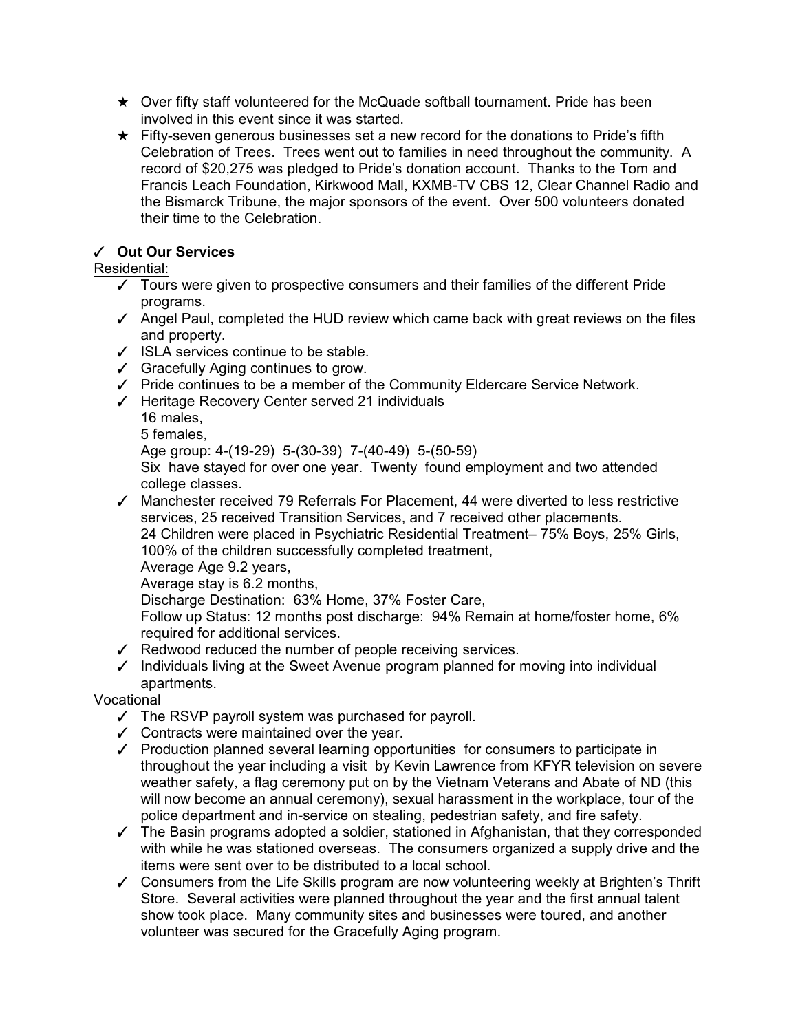- ★ Over fifty staff volunteered for the McQuade softball tournament. Pride has been involved in this event since it was started.
- ★ Fifty-seven generous businesses set a new record for the donations to Pride's fifth Celebration of Trees. Trees went out to families in need throughout the community. A record of $20,275 was pledged to Pride's donation account. Thanks to the Tom and Francis Leach Foundation, Kirkwood Mall, KXMB-TV CBS 12, Clear Channel Radio and the Bismarck Tribune, the major sponsors of the event. Over 500 volunteers donated their time to the Celebration.

✓ **Out Our Services**

Residential:

- ✓ Tours were given to prospective consumers and their families of the different Pride programs.
- ✓ Angel Paul, completed the HUD review which came back with great reviews on the files and property.
- ✓ ISLA services continue to be stable.
- ✓ Gracefully Aging continues to grow.
- ✓ Pride continues to be a member of the Community Eldercare Service Network.
- ✓ Heritage Recovery Center served 21 individuals
  16 males,
  5 females,
  Age group: 4-(19-29) 5-(30-39) 7-(40-49) 5-(50-59)
  Six have stayed for over one year. Twenty found employment and two attended college classes.
- ✓ Manchester received 79 Referrals For Placement, 44 were diverted to less restrictive services, 25 received Transition Services, and 7 received other placements.
  24 Children were placed in Psychiatric Residential Treatment– 75% Boys, 25% Girls, 100% of the children successfully completed treatment,
  Average Age 9.2 years,
  Average stay is 6.2 months,
  Discharge Destination: 63% Home, 37% Foster Care,
  Follow up Status: 12 months post discharge: 94% Remain at home/foster home, 6% required for additional services.
- ✓ Redwood reduced the number of people receiving services.
- ✓ Individuals living at the Sweet Avenue program planned for moving into individual apartments.

Vocational

- ✓ The RSVP payroll system was purchased for payroll.
- ✓ Contracts were maintained over the year.
- ✓ Production planned several learning opportunities for consumers to participate in throughout the year including a visit by Kevin Lawrence from KFYR television on severe weather safety, a flag ceremony put on by the Vietnam Veterans and Abate of ND (this will now become an annual ceremony), sexual harassment in the workplace, tour of the police department and in-service on stealing, pedestrian safety, and fire safety.
- ✓ The Basin programs adopted a soldier, stationed in Afghanistan, that they corresponded with while he was stationed overseas. The consumers organized a supply drive and the items were sent over to be distributed to a local school.
- ✓ Consumers from the Life Skills program are now volunteering weekly at Brighten's Thrift Store. Several activities were planned throughout the year and the first annual talent show took place. Many community sites and businesses were toured, and another volunteer was secured for the Gracefully Aging program.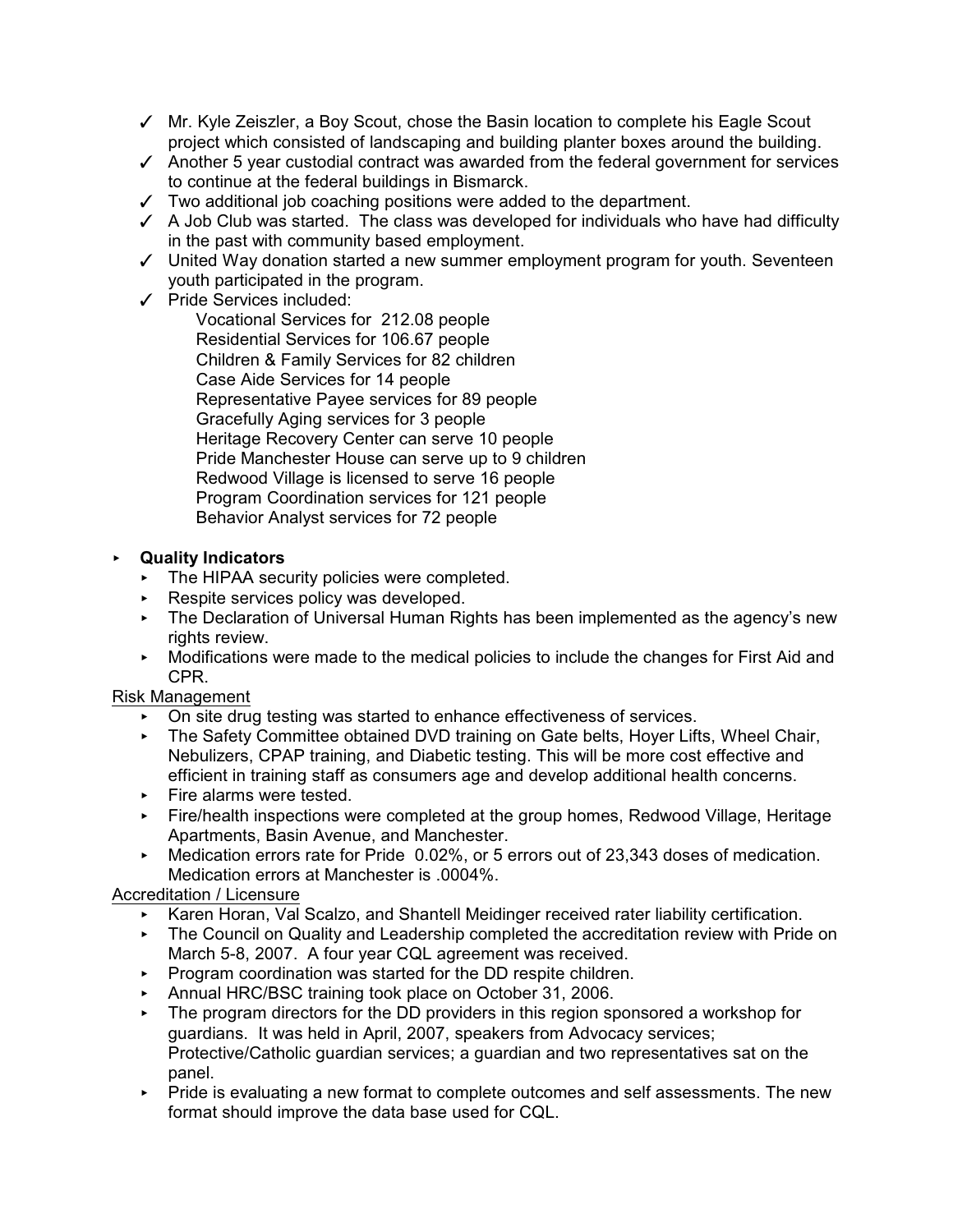- ✓ Mr. Kyle Zeiszler, a Boy Scout, chose the Basin location to complete his Eagle Scout project which consisted of landscaping and building planter boxes around the building.
- ✓ Another 5 year custodial contract was awarded from the federal government for services to continue at the federal buildings in Bismarck.
- ✓ Two additional job coaching positions were added to the department.
- ✓ A Job Club was started. The class was developed for individuals who have had difficulty in the past with community based employment.
- ✓ United Way donation started a new summer employment program for youth. Seventeen youth participated in the program.
- ✓ Pride Services included:
  - Vocational Services for 212.08 people
  - Residential Services for 106.67 people
  - Children & Family Services for 82 children
  - Case Aide Services for 14 people
  - Representative Payee services for 89 people
  - Gracefully Aging services for 3 people
  - Heritage Recovery Center can serve 10 people
  - Pride Manchester House can serve up to 9 children
  - Redwood Village is licensed to serve 16 people
  - Program Coordination services for 121 people
  - Behavior Analyst services for 72 people

- **Quality Indicators**
  - The HIPAA security policies were completed.
  - Respite services policy was developed.
  - The Declaration of Universal Human Rights has been implemented as the agency's new rights review.
  - Modifications were made to the medical policies to include the changes for First Aid and CPR.

Risk Management

- On site drug testing was started to enhance effectiveness of services.
- The Safety Committee obtained DVD training on Gate belts, Hoyer Lifts, Wheel Chair, Nebulizers, CPAP training, and Diabetic testing. This will be more cost effective and efficient in training staff as consumers age and develop additional health concerns.
- Fire alarms were tested.
- Fire/health inspections were completed at the group homes, Redwood Village, Heritage Apartments, Basin Avenue, and Manchester.
- Medication errors rate for Pride 0.02%, or 5 errors out of 23,343 doses of medication. Medication errors at Manchester is .0004%.

Accreditation / Licensure

- Karen Horan, Val Scalzo, and Shantell Meidinger received rater liability certification.
- The Council on Quality and Leadership completed the accreditation review with Pride on March 5-8, 2007. A four year CQL agreement was received.
- Program coordination was started for the DD respite children.
- Annual HRC/BSC training took place on October 31, 2006.
- The program directors for the DD providers in this region sponsored a workshop for guardians. It was held in April, 2007, speakers from Advocacy services; Protective/Catholic guardian services; a guardian and two representatives sat on the panel.
- Pride is evaluating a new format to complete outcomes and self assessments. The new format should improve the data base used for CQL.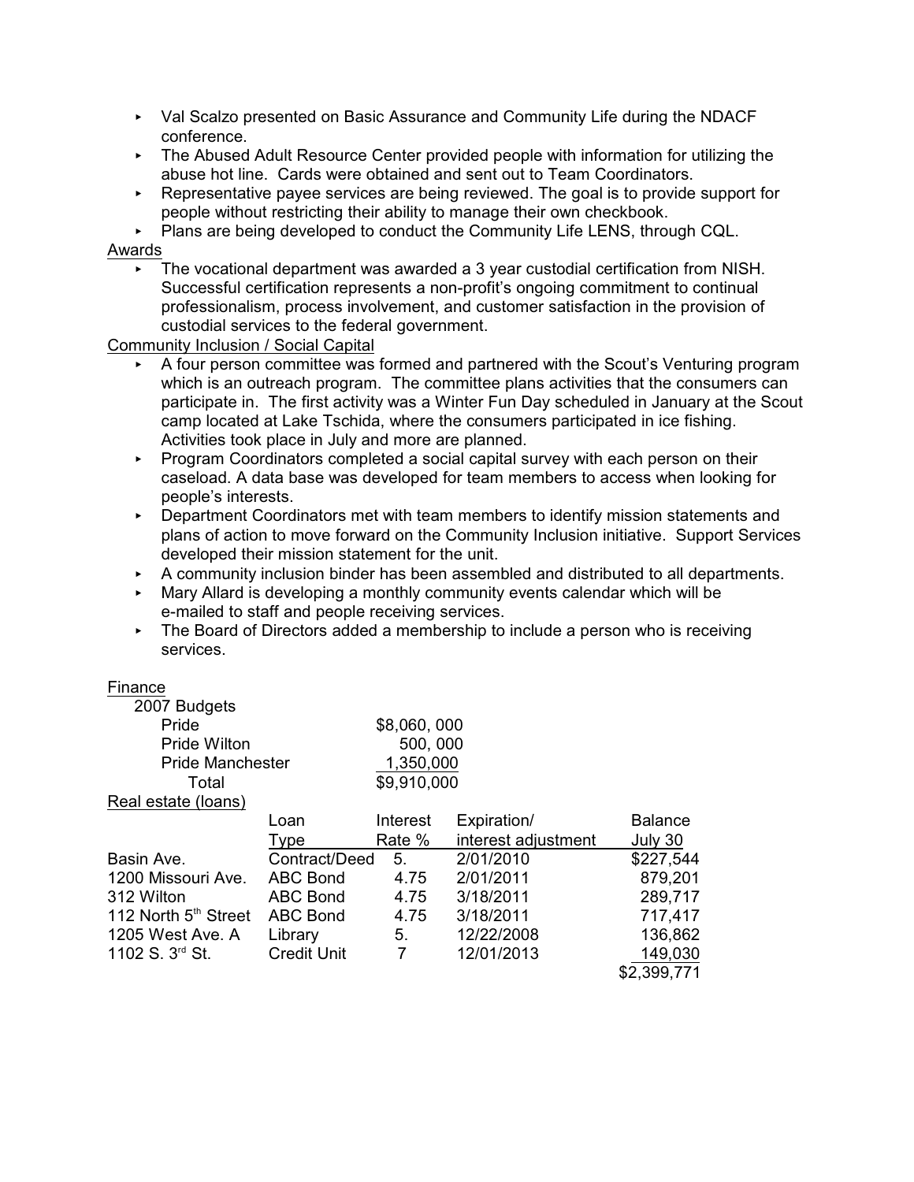- Val Scalzo presented on Basic Assurance and Community Life during the NDACF conference.
- The Abused Adult Resource Center provided people with information for utilizing the abuse hot line. Cards were obtained and sent out to Team Coordinators.
- Representative payee services are being reviewed. The goal is to provide support for people without restricting their ability to manage their own checkbook.
- Plans are being developed to conduct the Community Life LENS, through CQL.

Awards

- The vocational department was awarded a 3 year custodial certification from NISH. Successful certification represents a non-profit's ongoing commitment to continual professionalism, process involvement, and customer satisfaction in the provision of custodial services to the federal government.

Community Inclusion / Social Capital

- A four person committee was formed and partnered with the Scout's Venturing program which is an outreach program. The committee plans activities that the consumers can participate in. The first activity was a Winter Fun Day scheduled in January at the Scout camp located at Lake Tschida, where the consumers participated in ice fishing. Activities took place in July and more are planned.
- Program Coordinators completed a social capital survey with each person on their caseload. A data base was developed for team members to access when looking for people's interests.
- Department Coordinators met with team members to identify mission statements and plans of action to move forward on the Community Inclusion initiative. Support Services developed their mission statement for the unit.
- A community inclusion binder has been assembled and distributed to all departments.
- Mary Allard is developing a monthly community events calendar which will be e-mailed to staff and people receiving services.
- The Board of Directors added a membership to include a person who is receiving services.

Finance

2007 Budgets

| | |
|---|---|
| Pride | $8,060, 000 |
| Pride Wilton | 500, 000 |
| Pride Manchester | 1,350,000 |
| Total | $9,910,000 |

Real estate (loans)

| | Loan Type | Interest Rate % | Expiration/ interest adjustment | Balance July 30 |
|---|---|---|---|---|
| Basin Ave. | Contract/Deed | 5. | 2/01/2010 | $227,544 |
| 1200 Missouri Ave. | ABC Bond | 4.75 | 2/01/2011 | 879,201 |
| 312 Wilton | ABC Bond | 4.75 | 3/18/2011 | 289,717 |
| 112 North 5th Street | ABC Bond | 4.75 | 3/18/2011 | 717,417 |
| 1205 West Ave. A | Library | 5. | 12/22/2008 | 136,862 |
| 1102 S. 3rd St. | Credit Unit | 7 | 12/01/2013 | 149,030 |
| | | | | $2,399,771 |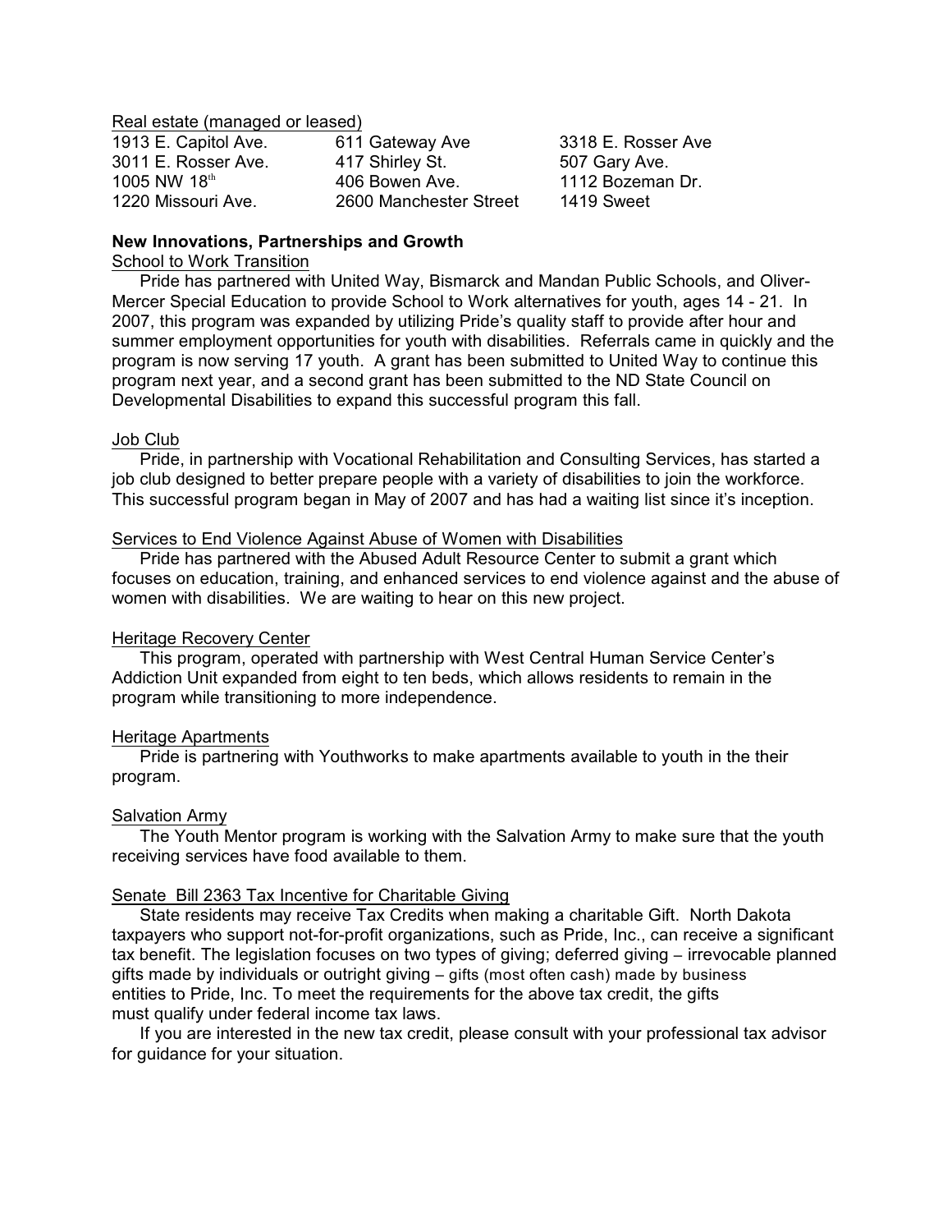Real estate (managed or leased)

| | | |
|---|---|---|
| 1913 E. Capitol Ave. | 611 Gateway Ave | 3318 E. Rosser Ave |
| 3011 E. Rosser Ave. | 417 Shirley St. | 507 Gary Ave. |
| 1005 NW 18th | 406 Bowen Ave. | 1112 Bozeman Dr. |
| 1220 Missouri Ave. | 2600 Manchester Street | 1419 Sweet |

**New Innovations, Partnerships and Growth**

School to Work Transition

Pride has partnered with United Way, Bismarck and Mandan Public Schools, and Oliver-Mercer Special Education to provide School to Work alternatives for youth, ages 14 - 21. In 2007, this program was expanded by utilizing Pride's quality staff to provide after hour and summer employment opportunities for youth with disabilities. Referrals came in quickly and the program is now serving 17 youth. A grant has been submitted to United Way to continue this program next year, and a second grant has been submitted to the ND State Council on Developmental Disabilities to expand this successful program this fall.

Job Club

Pride, in partnership with Vocational Rehabilitation and Consulting Services, has started a job club designed to better prepare people with a variety of disabilities to join the workforce. This successful program began in May of 2007 and has had a waiting list since it's inception.

Services to End Violence Against Abuse of Women with Disabilities

Pride has partnered with the Abused Adult Resource Center to submit a grant which focuses on education, training, and enhanced services to end violence against and the abuse of women with disabilities. We are waiting to hear on this new project.

Heritage Recovery Center

This program, operated with partnership with West Central Human Service Center's Addiction Unit expanded from eight to ten beds, which allows residents to remain in the program while transitioning to more independence.

Heritage Apartments

Pride is partnering with Youthworks to make apartments available to youth in the their program.

Salvation Army

The Youth Mentor program is working with the Salvation Army to make sure that the youth receiving services have food available to them.

Senate Bill 2363 Tax Incentive for Charitable Giving

State residents may receive Tax Credits when making a charitable Gift. North Dakota taxpayers who support not-for-profit organizations, such as Pride, Inc., can receive a significant tax benefit. The legislation focuses on two types of giving; deferred giving – irrevocable planned gifts made by individuals or outright giving – gifts (most often cash) made by business entities to Pride, Inc. To meet the requirements for the above tax credit, the gifts must qualify under federal income tax laws.

If you are interested in the new tax credit, please consult with your professional tax advisor for guidance for your situation.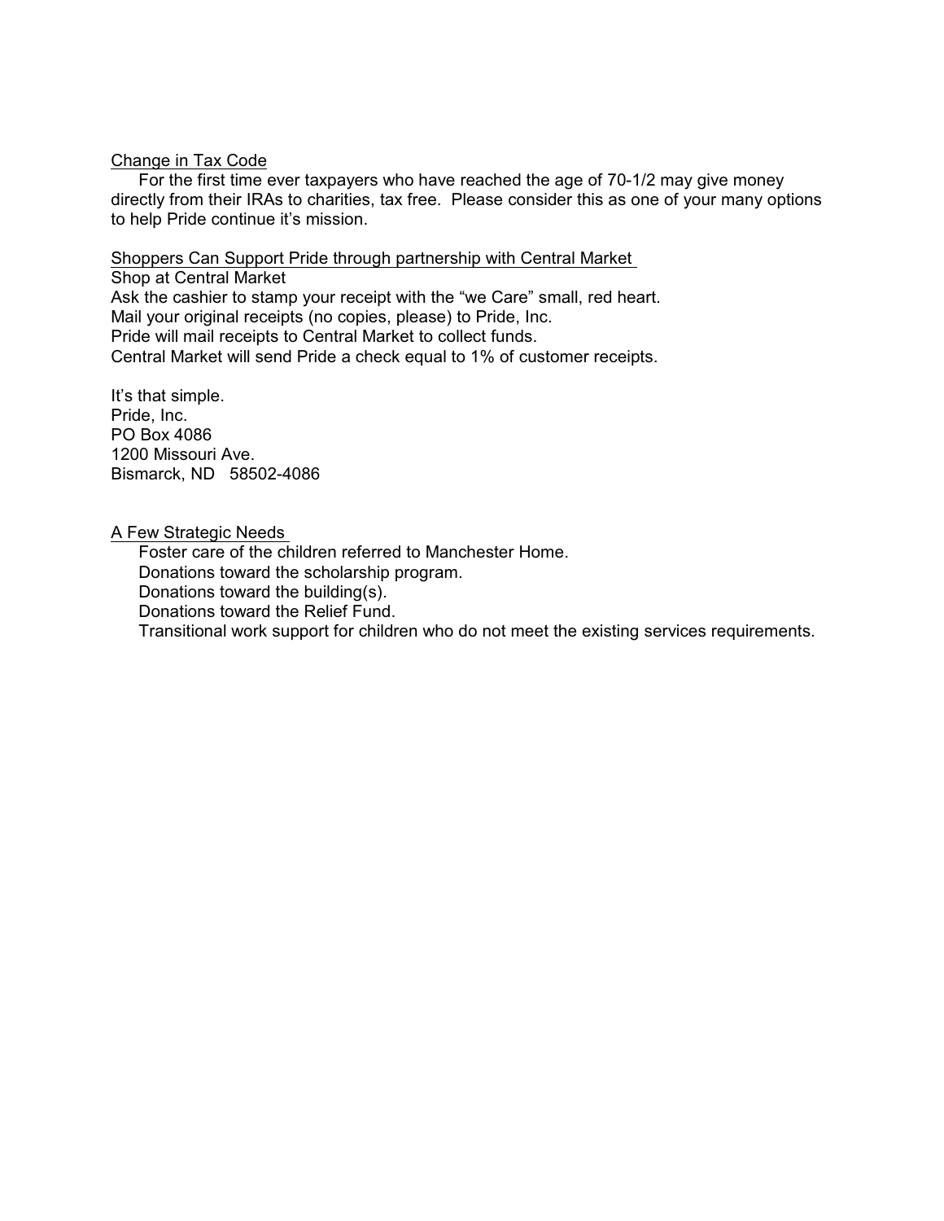Change in Tax Code

For the first time ever taxpayers who have reached the age of 70-1/2 may give money directly from their IRAs to charities, tax free. Please consider this as one of your many options to help Pride continue it's mission.

Shoppers Can Support Pride through partnership with Central Market

Shop at Central Market
Ask the cashier to stamp your receipt with the "we Care" small, red heart.
Mail your original receipts (no copies, please) to Pride, Inc.
Pride will mail receipts to Central Market to collect funds.
Central Market will send Pride a check equal to 1% of customer receipts.

It's that simple.
Pride, Inc.
PO Box 4086
1200 Missouri Ave.
Bismarck, ND 58502-4086

A Few Strategic Needs

Foster care of the children referred to Manchester Home.
Donations toward the scholarship program.
Donations toward the building(s).
Donations toward the Relief Fund.
Transitional work support for children who do not meet the existing services requirements.